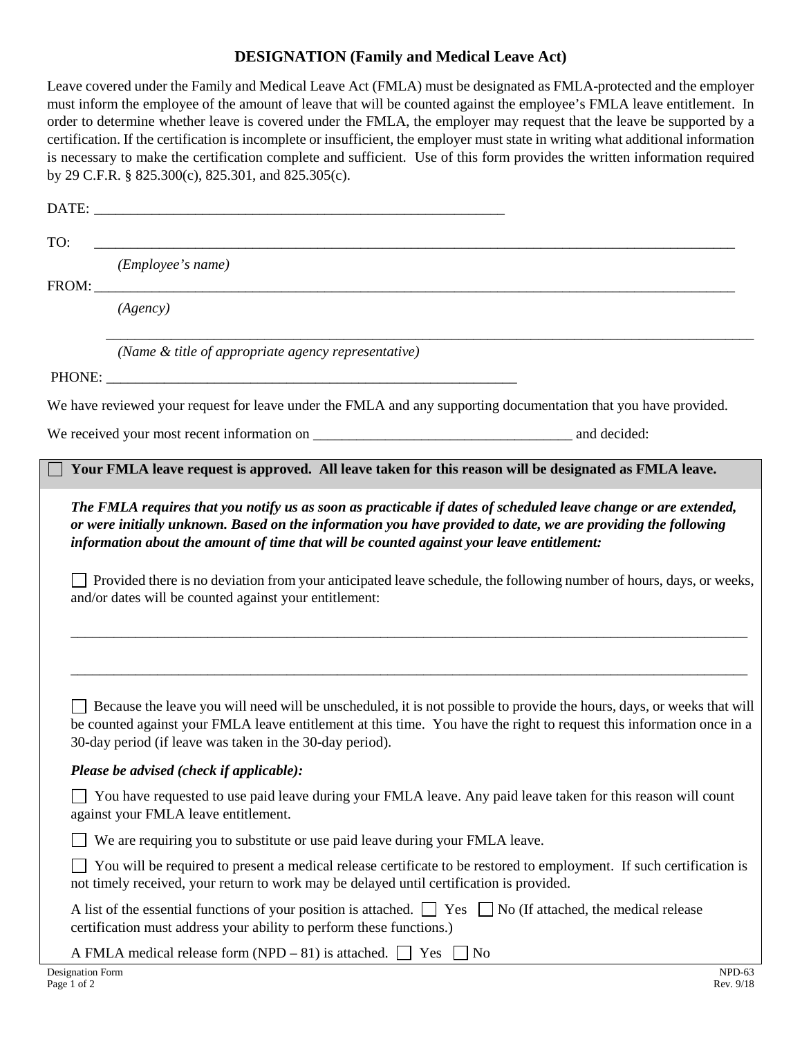# DESIGNATION (Family and Medical Leave Act)

Leave covered under the Family and Medical Leave Act (FMLA) must be designated as FMLA-protected and the employer must inform the employee of the amount of leave that will be counted against the employee's FMLA leave entitlement. In order to determine whether leave is covered under the FMLA, the employer may request that the leave be supported by a certification. If the certification is incomplete or insufficient, the employer must state in writing what additional information is necessary to make the certification complete and sufficient. Use of this form provides the written information required by 29 C.F.R. § 825.300(c), 825.301, and 825.305(c).

DATE: ___________________________________________________________

TO: ___________________________________________________________

*(Employee's name)*

FROM: ___________________________________________________________

*(Agency)*

___________________________________________________________

*(Name & title of appropriate agency representative)*

PHONE: ___________________________________________________________

We have reviewed your request for leave under the FMLA and any supporting documentation that you have provided.

We received your most recent information on ____________________________________ and decided:

☐ **Your FMLA leave request is approved. All leave taken for this reason will be designated as FMLA leave.**

***The FMLA requires that you notify us as soon as practicable if dates of scheduled leave change or are extended, or were initially unknown. Based on the information you have provided to date, we are providing the following information about the amount of time that will be counted against your leave entitlement:***

☐ Provided there is no deviation from your anticipated leave schedule, the following number of hours, days, or weeks, and/or dates will be counted against your entitlement:

___________________________________________________________

___________________________________________________________

☐ Because the leave you will need will be unscheduled, it is not possible to provide the hours, days, or weeks that will be counted against your FMLA leave entitlement at this time. You have the right to request this information once in a 30-day period (if leave was taken in the 30-day period).

***Please be advised (check if applicable):***

☐ You have requested to use paid leave during your FMLA leave. Any paid leave taken for this reason will count against your FMLA leave entitlement.

☐ We are requiring you to substitute or use paid leave during your FMLA leave.

☐ You will be required to present a medical release certificate to be restored to employment. If such certification is not timely received, your return to work may be delayed until certification is provided.

A list of the essential functions of your position is attached. ☐ Yes ☐ No (If attached, the medical release certification must address your ability to perform these functions.)

A FMLA medical release form (NPD – 81) is attached. ☐ Yes ☐ No

Designation Form NPD-63 Rev. 9/18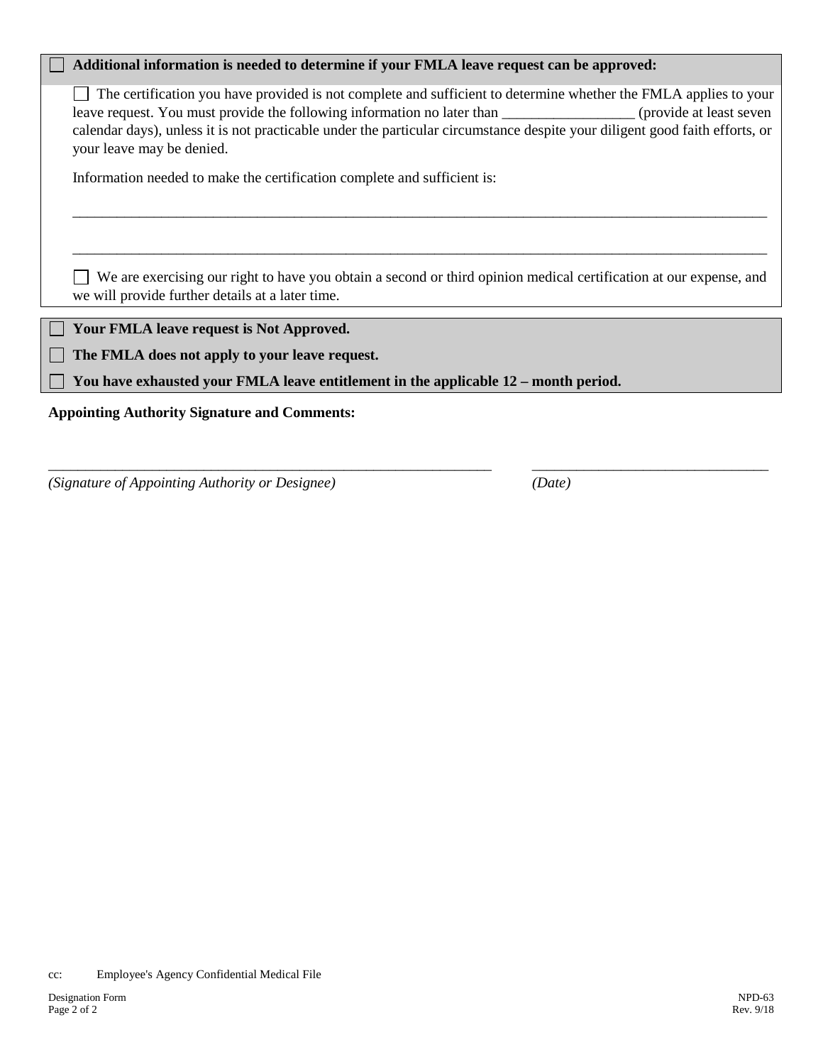☐ **Additional information is needed to determine if your FMLA leave request can be approved:**

☐ The certification you have provided is not complete and sufficient to determine whether the FMLA applies to your leave request. You must provide the following information no later than _________________ (provide at least seven calendar days), unless it is not practicable under the particular circumstance despite your diligent good faith efforts, or your leave may be denied.

Information needed to make the certification complete and sufficient is:

_____________________________________________________________________________________________

_____________________________________________________________________________________________

☐ We are exercising our right to have you obtain a second or third opinion medical certification at our expense, and we will provide further details at a later time.

☐ **Your FMLA leave request is Not Approved.**

☐ **The FMLA does not apply to your leave request.**

☐ **You have exhausted your FMLA leave entitlement in the applicable 12 – month period.**

**Appointing Authority Signature and Comments:**

_______________________________________________________________ ________________________________

*(Signature of Appointing Authority or Designee)* *(Date)*

cc: Employee's Agency Confidential Medical File

Designation Form

NPD-63
Rev. 9/18